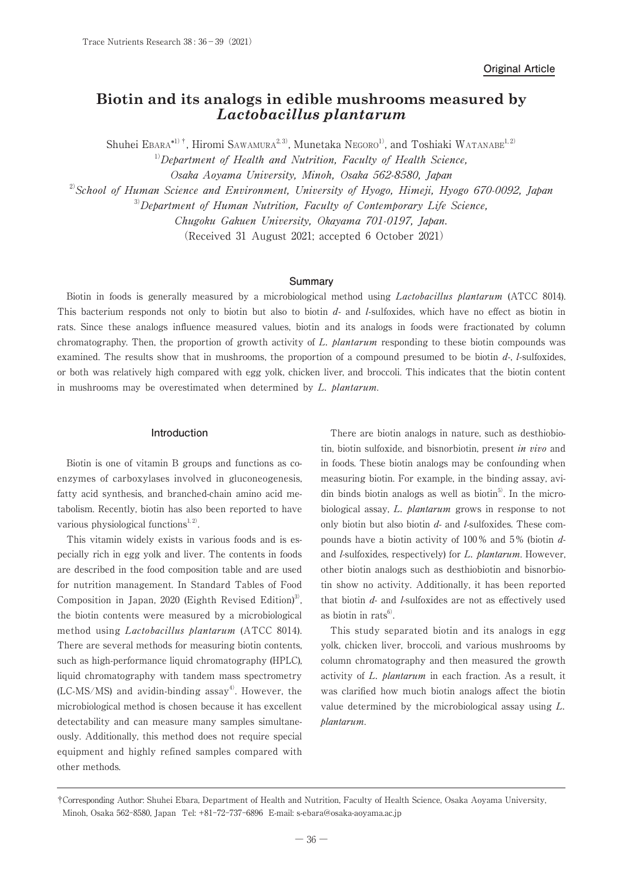Original Article

# Biotin and its analogs in edible mushrooms measured by *Lactobacillus plantarum*

Shuhei Ebara*[1)†], Hiromi Sawamura[2,3)], Munetaka Negoro[1)], and Toshiaki Watanabe[1,2)]

[1)] *Department of Health and Nutrition, Faculty of Health Science, Osaka Aoyama University, Minoh, Osaka 562-8580, Japan*

[2)] *School of Human Science and Environment, University of Hyogo, Himeji, Hyogo 670-0092, Japan*

[3)] *Department of Human Nutrition, Faculty of Contemporary Life Science, Chugoku Gakuen University, Okayama 701-0197, Japan.*

(Received 31 August 2021; accepted 6 October 2021)

## Summary

Biotin in foods is generally measured by a microbiological method using *Lactobacillus plantarum* (ATCC 8014). This bacterium responds not only to biotin but also to biotin *d*- and *l*-sulfoxides, which have no effect as biotin in rats. Since these analogs influence measured values, biotin and its analogs in foods were fractionated by column chromatography. Then, the proportion of growth activity of *L. plantarum* responding to these biotin compounds was examined. The results show that in mushrooms, the proportion of a compound presumed to be biotin *d*-, *l*-sulfoxides, or both was relatively high compared with egg yolk, chicken liver, and broccoli. This indicates that the biotin content in mushrooms may be overestimated when determined by *L. plantarum*.

## Introduction

Biotin is one of vitamin B groups and functions as coenzymes of carboxylases involved in gluconeogenesis, fatty acid synthesis, and branched-chain amino acid metabolism. Recently, biotin has also been reported to have various physiological functions[1,2)].

This vitamin widely exists in various foods and is especially rich in egg yolk and liver. The contents in foods are described in the food composition table and are used for nutrition management. In Standard Tables of Food Composition in Japan, 2020 (Eighth Revised Edition)[3)], the biotin contents were measured by a microbiological method using *Lactobacillus plantarum* (ATCC 8014). There are several methods for measuring biotin contents, such as high-performance liquid chromatography (HPLC), liquid chromatography with tandem mass spectrometry (LC-MS/MS) and avidin-binding assay[4)]. However, the microbiological method is chosen because it has excellent detectability and can measure many samples simultaneously. Additionally, this method does not require special equipment and highly refined samples compared with other methods.

There are biotin analogs in nature, such as desthiobiotin, biotin sulfoxide, and bisnorbiotin, present *in vivo* and in foods. These biotin analogs may be confounding when measuring biotin. For example, in the binding assay, avidin binds biotin analogs as well as biotin[5)]. In the microbiological assay, *L. plantarum* grows in response to not only biotin but also biotin *d*- and *l*-sulfoxides. These compounds have a biotin activity of 100% and 5% (biotin *d*- and *l*-sulfoxides, respectively) for *L. plantarum*. However, other biotin analogs such as desthiobiotin and bisnorbiotin show no activity. Additionally, it has been reported that biotin *d*- and *l*-sulfoxides are not as effectively used as biotin in rats[6)].

This study separated biotin and its analogs in egg yolk, chicken liver, broccoli, and various mushrooms by column chromatography and then measured the growth activity of *L. plantarum* in each fraction. As a result, it was clarified how much biotin analogs affect the biotin value determined by the microbiological assay using *L. plantarum*.

---

†Corresponding Author: Shuhei Ebara, Department of Health and Nutrition, Faculty of Health Science, Osaka Aoyama University, Minoh, Osaka 562-8580, Japan Tel: +81-72-737-6896 E-mail: s-ebara@osaka-aoyama.ac.jp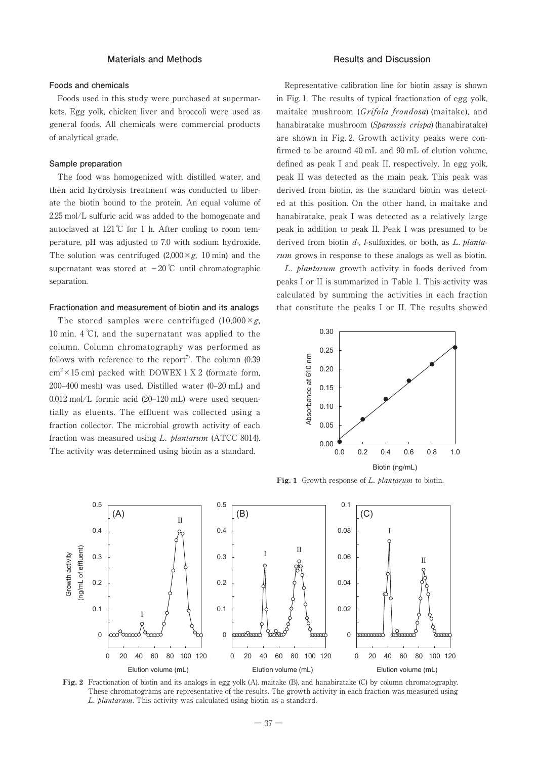## Materials and Methods

### Foods and chemicals

Foods used in this study were purchased at supermarkets. Egg yolk, chicken liver and broccoli were used as general foods. All chemicals were commercial products of analytical grade.

### Sample preparation

The food was homogenized with distilled water, and then acid hydrolysis treatment was conducted to liberate the biotin bound to the protein. An equal volume of 2.25 mol/L sulfuric acid was added to the homogenate and autoclaved at 121℃ for 1 h. After cooling to room temperature, pH was adjusted to 7.0 with sodium hydroxide. The solution was centrifuged ($2{,}000 \times g$, 10 min) and the supernatant was stored at −20℃ until chromatographic separation.

### Fractionation and measurement of biotin and its analogs

The stored samples were centrifuged ($10{,}000 \times g$, 10 min, 4℃), and the supernatant was applied to the column. Column chromatography was performed as follows with reference to the report[7]. The column ($0.39\ \mathrm{cm}^2 \times 15$ cm) packed with DOWEX 1 X 2 (formate form, 200–400 mesh) was used. Distilled water (0–20 mL) and 0.012 mol/L formic acid (20–120 mL) were used sequentially as eluents. The effluent was collected using a fraction collector. The microbial growth activity of each fraction was measured using *L. plantarum* (ATCC 8014). The activity was determined using biotin as a standard.

## Results and Discussion

Representative calibration line for biotin assay is shown in Fig. 1. The results of typical fractionation of egg yolk, maitake mushroom (*Grifola frondosa*) (maitake), and hanabiratake mushroom (*Sparassis crispa*) (hanabiratake) are shown in Fig. 2. Growth activity peaks were confirmed to be around 40 mL and 90 mL of elution volume, defined as peak I and peak II, respectively. In egg yolk, peak II was detected as the main peak. This peak was derived from biotin, as the standard biotin was detected at this position. On the other hand, in maitake and hanabiratake, peak I was detected as a relatively large peak in addition to peak II. Peak I was presumed to be derived from biotin *d*-, *l*-sulfoxides, or both, as *L. plantarum* grows in response to these analogs as well as biotin.

*L. plantarum* growth activity in foods derived from peaks I or II is summarized in Table 1. This activity was calculated by summing the activities in each fraction that constitute the peaks I or II. The results showed

**Fig. 1** Growth response of *L. plantarum* to biotin.

**Fig. 2** Fractionation of biotin and its analogs in egg yolk (A), maitake (B), and hanabiratake (C) by column chromatography. These chromatograms are representative of the results. The growth activity in each fraction was measured using *L. plantarum*. This activity was calculated using biotin as a standard.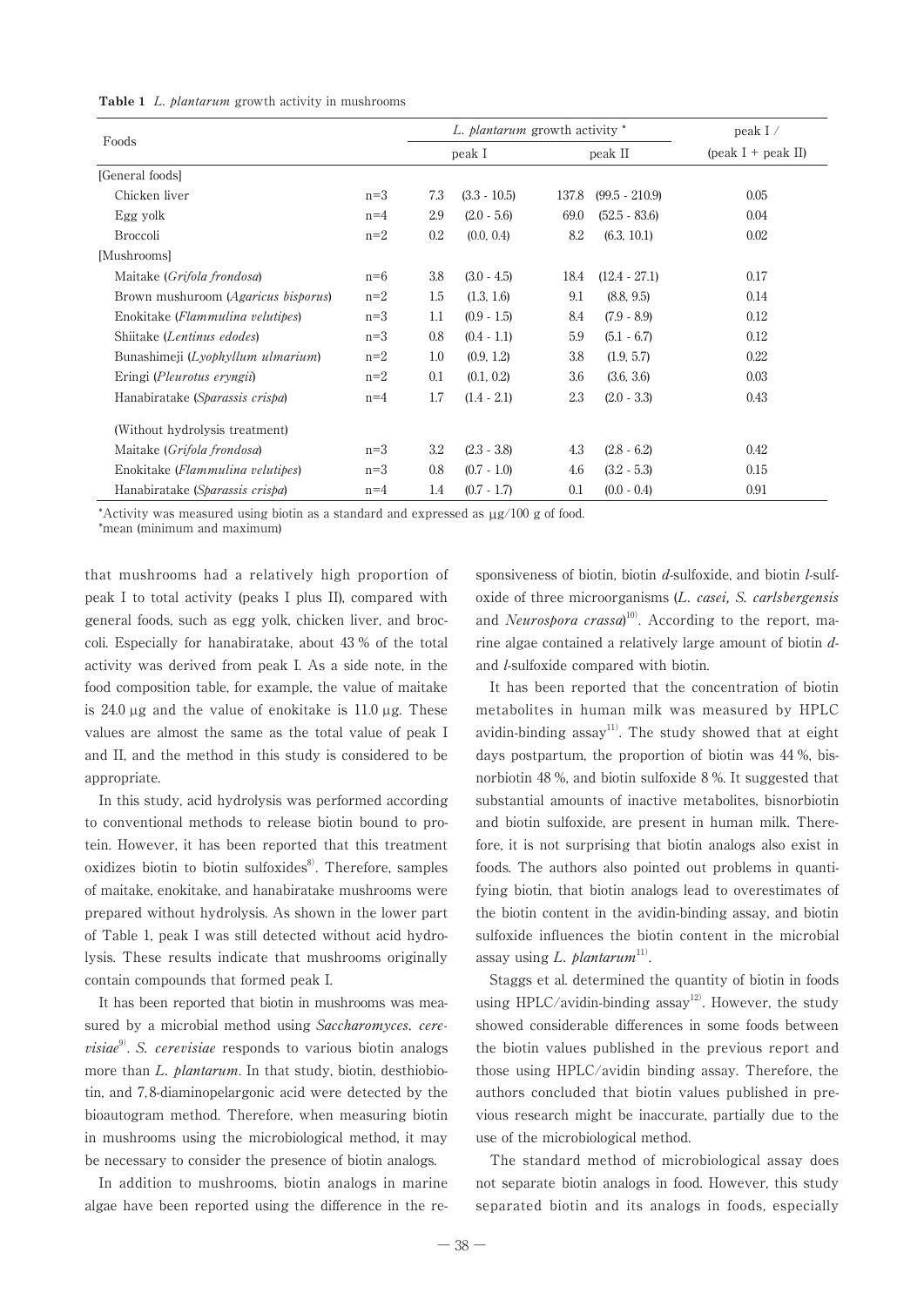**Table 1** *L. plantarum* growth activity in mushrooms

| Foods | | *L. plantarum* growth activity * | | | | peak I / |
|---|---|---|---|---|---|---|
| | | peak I | | peak II | | (peak I + peak II) |
| [General foods] | | | | | | |
| Chicken liver | n=3 | 7.3 | (3.3 - 10.5) | 137.8 | (99.5 - 210.9) | 0.05 |
| Egg yolk | n=4 | 2.9 | (2.0 - 5.6) | 69.0 | (52.5 - 83.6) | 0.04 |
| Broccoli | n=2 | 0.2 | (0.0, 0.4) | 8.2 | (6.3, 10.1) | 0.02 |
| [Mushrooms] | | | | | | |
| Maitake (*Grifola frondosa*) | n=6 | 3.8 | (3.0 - 4.5) | 18.4 | (12.4 - 27.1) | 0.17 |
| Brown mushuroom (*Agaricus bisporus*) | n=2 | 1.5 | (1.3, 1.6) | 9.1 | (8.8, 9.5) | 0.14 |
| Enokitake (*Flammulina velutipes*) | n=3 | 1.1 | (0.9 - 1.5) | 8.4 | (7.9 - 8.9) | 0.12 |
| Shiitake (*Lentinus edodes*) | n=3 | 0.8 | (0.4 - 1.1) | 5.9 | (5.1 - 6.7) | 0.12 |
| Bunashimeji (*Lyophyllum ulmarium*) | n=2 | 1.0 | (0.9, 1.2) | 3.8 | (1.9, 5.7) | 0.22 |
| Eringi (*Pleurotus eryngii*) | n=2 | 0.1 | (0.1, 0.2) | 3.6 | (3.6, 3.6) | 0.03 |
| Hanabiratake (*Sparassis crispa*) | n=4 | 1.7 | (1.4 - 2.1) | 2.3 | (2.0 - 3.3) | 0.43 |
| (Without hydrolysis treatment) | | | | | | |
| Maitake (*Grifola frondosa*) | n=3 | 3.2 | (2.3 - 3.8) | 4.3 | (2.8 - 6.2) | 0.42 |
| Enokitake (*Flammulina velutipes*) | n=3 | 0.8 | (0.7 - 1.0) | 4.6 | (3.2 - 5.3) | 0.15 |
| Hanabiratake (*Sparassis crispa*) | n=4 | 1.4 | (0.7 - 1.7) | 0.1 | (0.0 - 0.4) | 0.91 |

*Activity was measured using biotin as a standard and expressed as μg/100 g of food.
*mean (minimum and maximum)

that mushrooms had a relatively high proportion of peak I to total activity (peaks I plus II), compared with general foods, such as egg yolk, chicken liver, and broccoli. Especially for hanabiratake, about 43 % of the total activity was derived from peak I. As a side note, in the food composition table, for example, the value of maitake is 24.0 μg and the value of enokitake is 11.0 μg. These values are almost the same as the total value of peak I and II, and the method in this study is considered to be appropriate.

In this study, acid hydrolysis was performed according to conventional methods to release biotin bound to protein. However, it has been reported that this treatment oxidizes biotin to biotin sulfoxides[8]. Therefore, samples of maitake, enokitake, and hanabiratake mushrooms were prepared without hydrolysis. As shown in the lower part of Table 1, peak I was still detected without acid hydrolysis. These results indicate that mushrooms originally contain compounds that formed peak I.

It has been reported that biotin in mushrooms was measured by a microbial method using *Saccharomyces. cerevisiae*[9]. *S. cerevisiae* responds to various biotin analogs more than *L. plantarum*. In that study, biotin, desthiobiotin, and 7,8-diaminopelargonic acid were detected by the bioautogram method. Therefore, when measuring biotin in mushrooms using the microbiological method, it may be necessary to consider the presence of biotin analogs.

In addition to mushrooms, biotin analogs in marine algae have been reported using the difference in the responsiveness of biotin, biotin *d*-sulfoxide, and biotin *l*-sulfoxide of three microorganisms (*L. casei, S. carlsbergensis* and *Neurospora crassa*)[10]. According to the report, marine algae contained a relatively large amount of biotin *d*- and *l*-sulfoxide compared with biotin.

It has been reported that the concentration of biotin metabolites in human milk was measured by HPLC avidin-binding assay[11]. The study showed that at eight days postpartum, the proportion of biotin was 44 %, bisnorbiotin 48 %, and biotin sulfoxide 8 %. It suggested that substantial amounts of inactive metabolites, bisnorbiotin and biotin sulfoxide, are present in human milk. Therefore, it is not surprising that biotin analogs also exist in foods. The authors also pointed out problems in quantifying biotin, that biotin analogs lead to overestimates of the biotin content in the avidin-binding assay, and biotin sulfoxide influences the biotin content in the microbial assay using *L. plantarum*[11].

Staggs et al. determined the quantity of biotin in foods using HPLC/avidin-binding assay[12]. However, the study showed considerable differences in some foods between the biotin values published in the previous report and those using HPLC/avidin binding assay. Therefore, the authors concluded that biotin values published in previous research might be inaccurate, partially due to the use of the microbiological method.

The standard method of microbiological assay does not separate biotin analogs in food. However, this study separated biotin and its analogs in foods, especially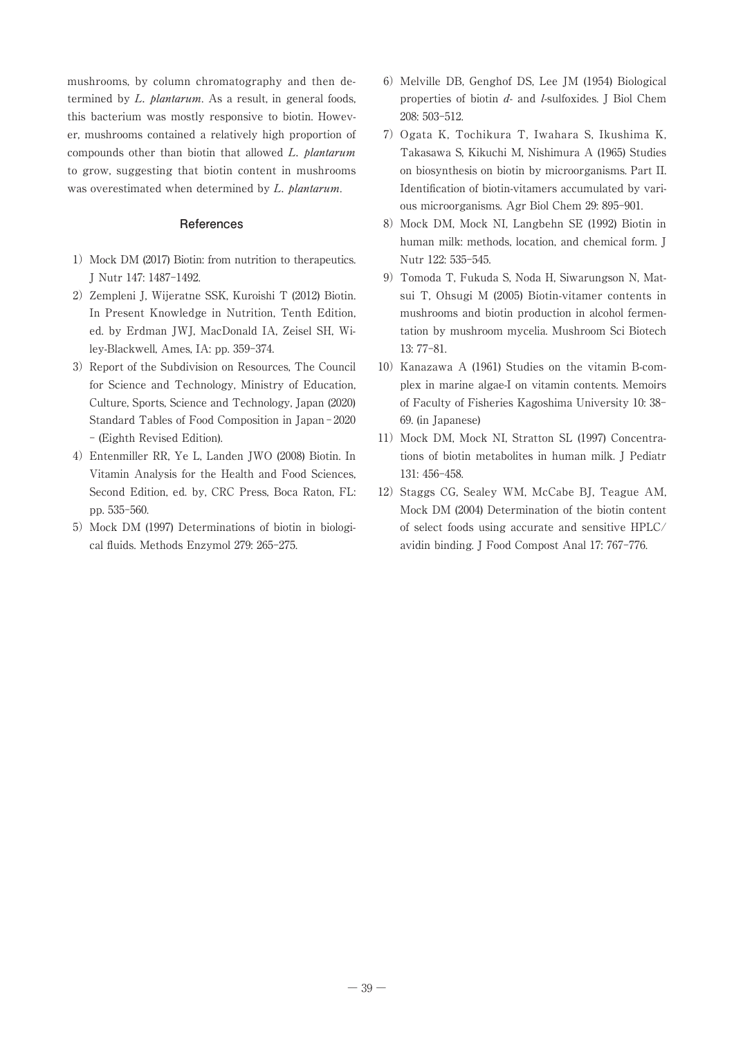mushrooms, by column chromatography and then determined by *L. plantarum*. As a result, in general foods, this bacterium was mostly responsive to biotin. However, mushrooms contained a relatively high proportion of compounds other than biotin that allowed *L. plantarum* to grow, suggesting that biotin content in mushrooms was overestimated when determined by *L. plantarum*.

## References

1) Mock DM (2017) Biotin: from nutrition to therapeutics. J Nutr 147: 1487–1492.
2) Zempleni J, Wijeratne SSK, Kuroishi T (2012) Biotin. In Present Knowledge in Nutrition, Tenth Edition, ed. by Erdman JWJ, MacDonald IA, Zeisel SH, Wiley-Blackwell, Ames, IA: pp. 359–374.
3) Report of the Subdivision on Resources, The Council for Science and Technology, Ministry of Education, Culture, Sports, Science and Technology, Japan (2020) Standard Tables of Food Composition in Japan－2020－(Eighth Revised Edition).
4) Entenmiller RR, Ye L, Landen JWO (2008) Biotin. In Vitamin Analysis for the Health and Food Sciences, Second Edition, ed. by, CRC Press, Boca Raton, FL: pp. 535–560.
5) Mock DM (1997) Determinations of biotin in biological fluids. Methods Enzymol 279: 265–275.
6) Melville DB, Genghof DS, Lee JM (1954) Biological properties of biotin *d*- and *l*-sulfoxides. J Biol Chem 208: 503–512.
7) Ogata K, Tochikura T, Iwahara S, Ikushima K, Takasawa S, Kikuchi M, Nishimura A (1965) Studies on biosynthesis on biotin by microorganisms. Part II. Identification of biotin-vitamers accumulated by various microorganisms. Agr Biol Chem 29: 895–901.
8) Mock DM, Mock NI, Langbehn SE (1992) Biotin in human milk: methods, location, and chemical form. J Nutr 122: 535–545.
9) Tomoda T, Fukuda S, Noda H, Siwarungson N, Matsui T, Ohsugi M (2005) Biotin-vitamer contents in mushrooms and biotin production in alcohol fermentation by mushroom mycelia. Mushroom Sci Biotech 13: 77–81.
10) Kanazawa A (1961) Studies on the vitamin B-complex in marine algae-I on vitamin contents. Memoirs of Faculty of Fisheries Kagoshima University 10: 38–69. (in Japanese)
11) Mock DM, Mock NI, Stratton SL (1997) Concentrations of biotin metabolites in human milk. J Pediatr 131: 456–458.
12) Staggs CG, Sealey WM, McCabe BJ, Teague AM, Mock DM (2004) Determination of the biotin content of select foods using accurate and sensitive HPLC/avidin binding. J Food Compost Anal 17: 767–776.